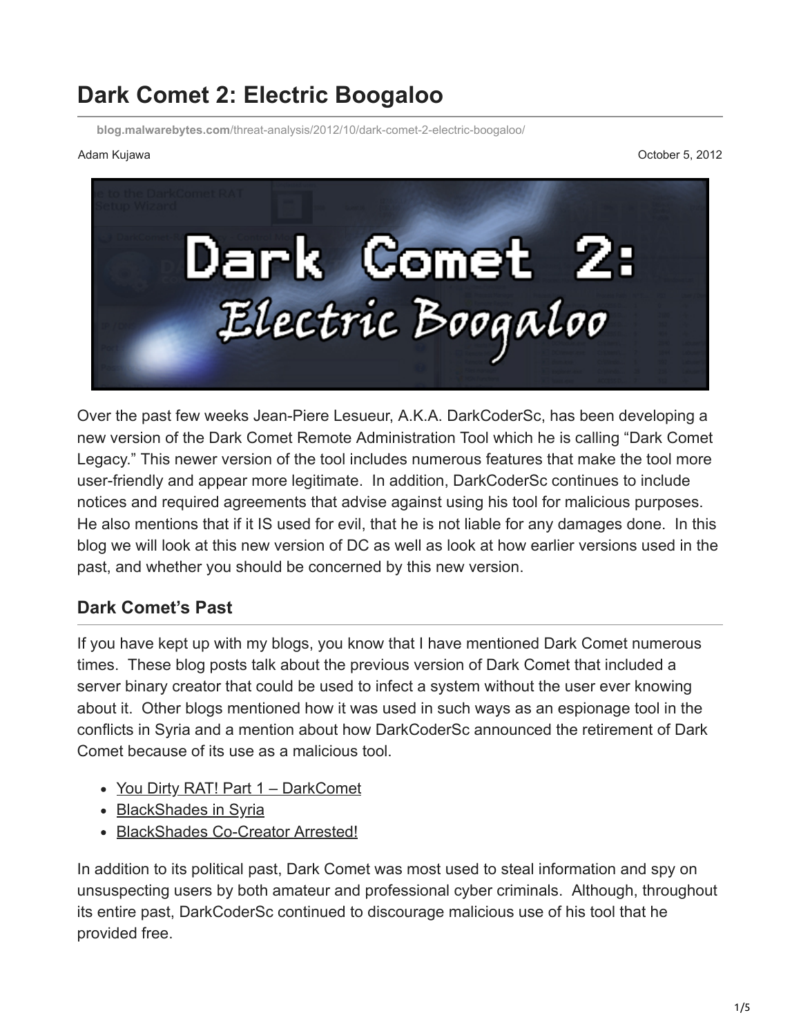# Dark Comet 2: Electric Boogaloo

blog.malwarebytes.com/threat-analysis/2012/10/dark-comet-2-electric-boogaloo/

Adam Kujawa

October 5, 2012

Over the past few weeks Jean-Piere Lesueur, A.K.A. DarkCoderSc, has been developing a new version of the Dark Comet Remote Administration Tool which he is calling "Dark Comet Legacy." This newer version of the tool includes numerous features that make the tool more user-friendly and appear more legitimate. In addition, DarkCoderSc continues to include notices and required agreements that advise against using his tool for malicious purposes. He also mentions that if it IS used for evil, that he is not liable for any damages done. In this blog we will look at this new version of DC as well as look at how earlier versions used in the past, and whether you should be concerned by this new version.

## Dark Comet's Past

If you have kept up with my blogs, you know that I have mentioned Dark Comet numerous times. These blog posts talk about the previous version of Dark Comet that included a server binary creator that could be used to infect a system without the user ever knowing about it. Other blogs mentioned how it was used in such ways as an espionage tool in the conflicts in Syria and a mention about how DarkCoderSc announced the retirement of Dark Comet because of its use as a malicious tool.

- You Dirty RAT! Part 1 – DarkComet
- BlackShades in Syria
- BlackShades Co-Creator Arrested!

In addition to its political past, Dark Comet was most used to steal information and spy on unsuspecting users by both amateur and professional cyber criminals. Although, throughout its entire past, DarkCoderSc continued to discourage malicious use of his tool that he provided free.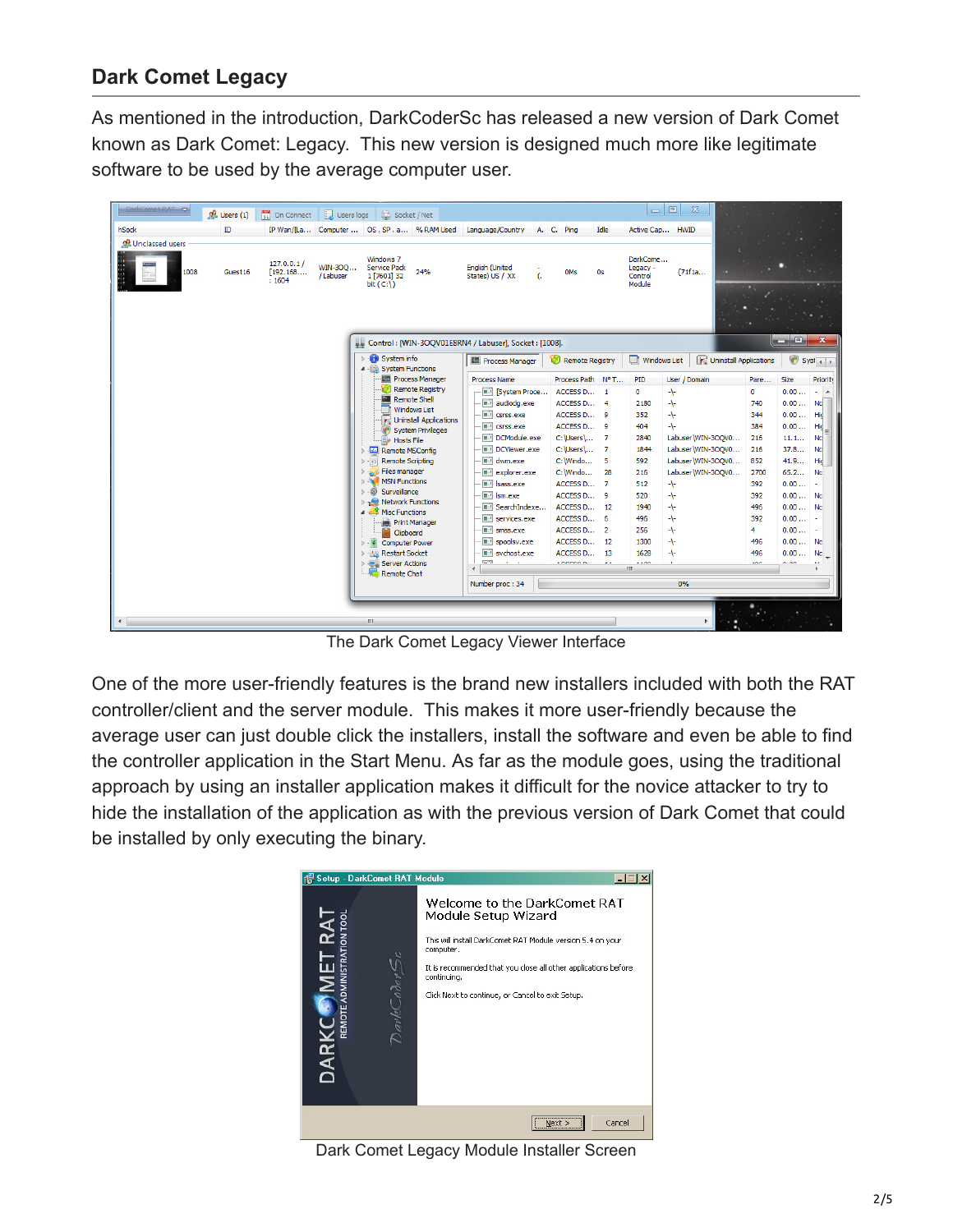## Dark Comet Legacy

As mentioned in the introduction, DarkCoderSc has released a new version of Dark Comet known as Dark Comet: Legacy. This new version is designed much more like legitimate software to be used by the average computer user.

The Dark Comet Legacy Viewer Interface

One of the more user-friendly features is the brand new installers included with both the RAT controller/client and the server module. This makes it more user-friendly because the average user can just double click the installers, install the software and even be able to find the controller application in the Start Menu. As far as the module goes, using the traditional approach by using an installer application makes it difficult for the novice attacker to try to hide the installation of the application as with the previous version of Dark Comet that could be installed by only executing the binary.

Dark Comet Legacy Module Installer Screen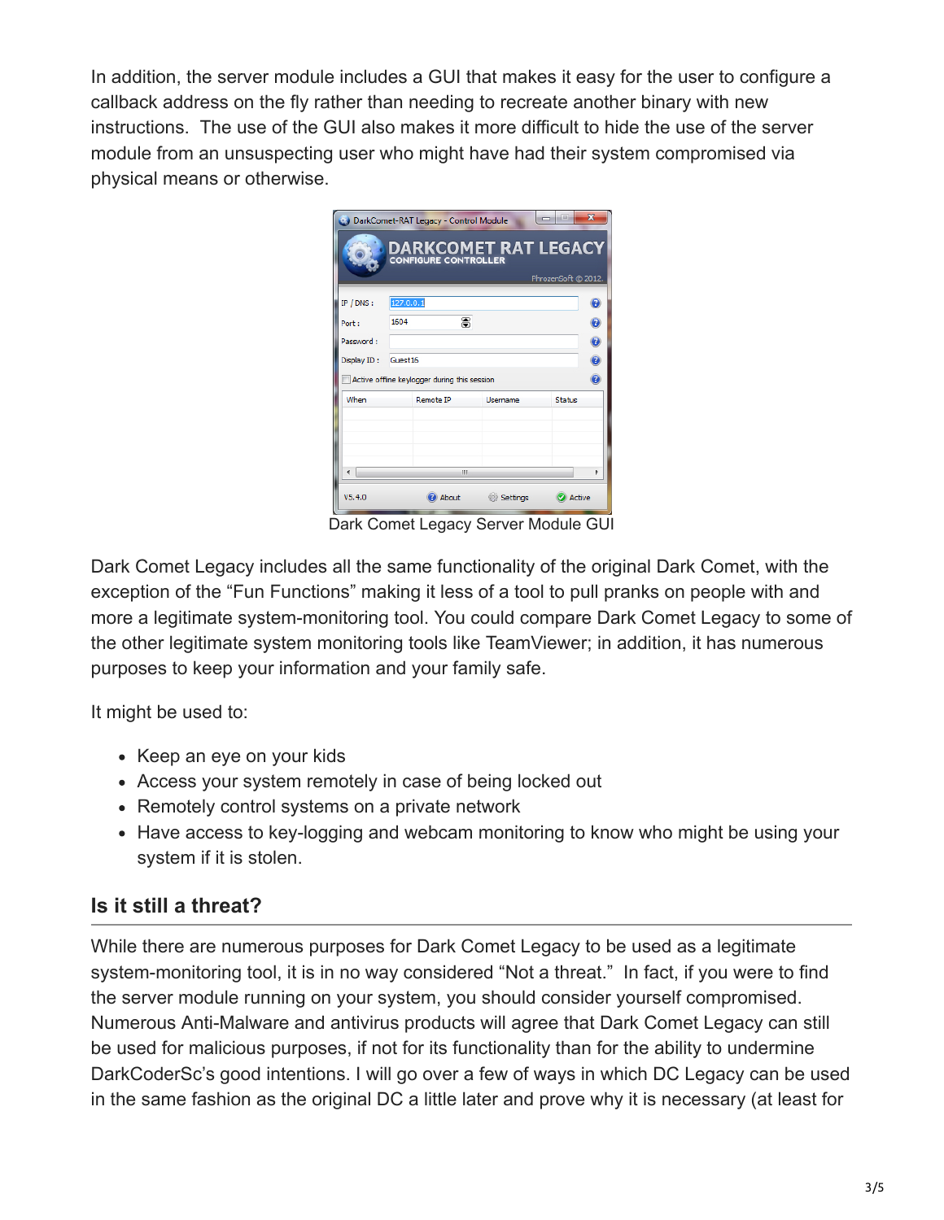In addition, the server module includes a GUI that makes it easy for the user to configure a callback address on the fly rather than needing to recreate another binary with new instructions.  The use of the GUI also makes it more difficult to hide the use of the server module from an unsuspecting user who might have had their system compromised via physical means or otherwise.

Dark Comet Legacy Server Module GUI

Dark Comet Legacy includes all the same functionality of the original Dark Comet, with the exception of the "Fun Functions" making it less of a tool to pull pranks on people with and more a legitimate system-monitoring tool. You could compare Dark Comet Legacy to some of the other legitimate system monitoring tools like TeamViewer; in addition, it has numerous purposes to keep your information and your family safe.

It might be used to:

- Keep an eye on your kids
- Access your system remotely in case of being locked out
- Remotely control systems on a private network
- Have access to key-logging and webcam monitoring to know who might be using your system if it is stolen.

## Is it still a threat?

While there are numerous purposes for Dark Comet Legacy to be used as a legitimate system-monitoring tool, it is in no way considered "Not a threat."  In fact, if you were to find the server module running on your system, you should consider yourself compromised. Numerous Anti-Malware and antivirus products will agree that Dark Comet Legacy can still be used for malicious purposes, if not for its functionality than for the ability to undermine DarkCoderSc's good intentions. I will go over a few of ways in which DC Legacy can be used in the same fashion as the original DC a little later and prove why it is necessary (at least for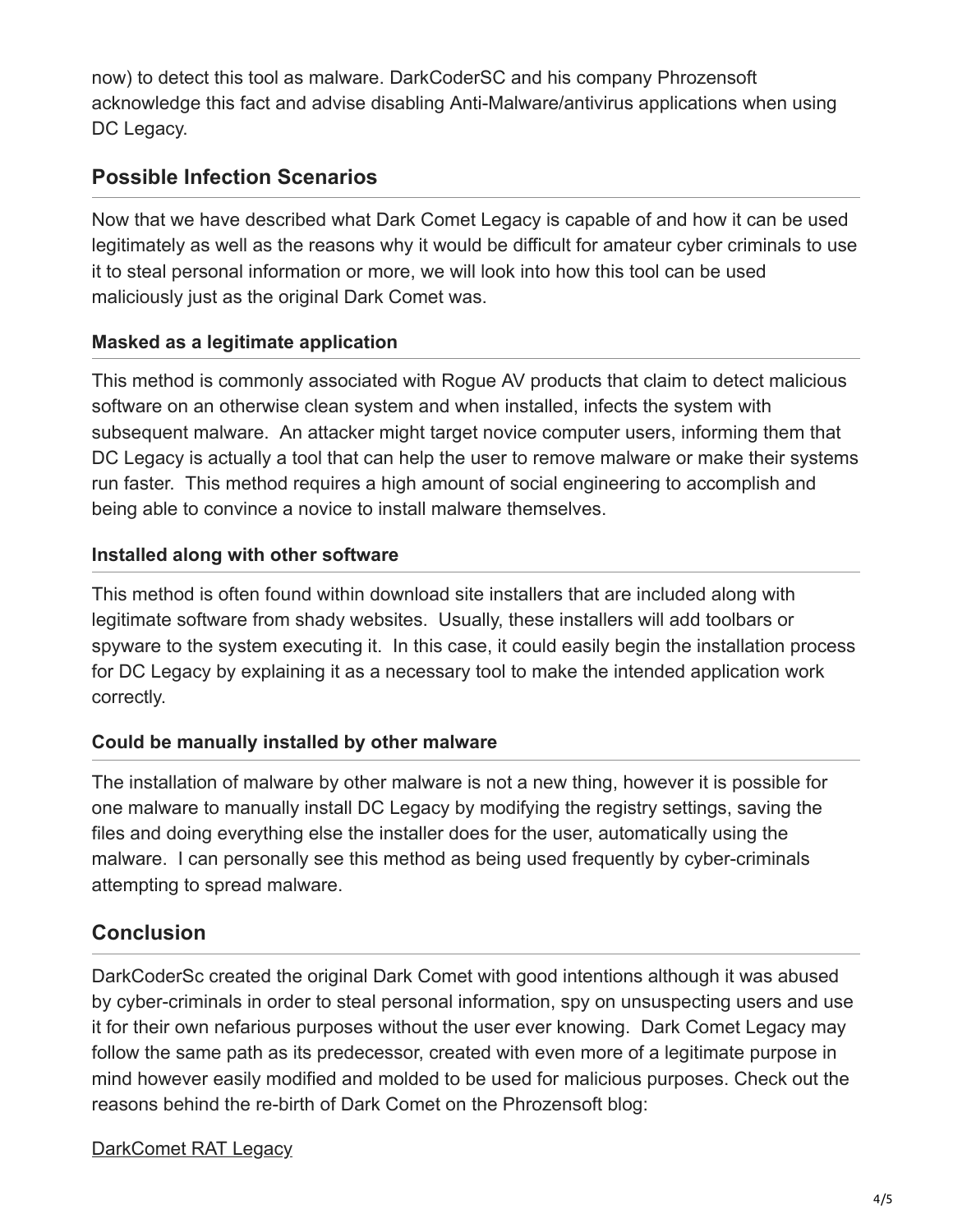now) to detect this tool as malware. DarkCoderSC and his company Phrozensoft acknowledge this fact and advise disabling Anti-Malware/antivirus applications when using DC Legacy.

## Possible Infection Scenarios

Now that we have described what Dark Comet Legacy is capable of and how it can be used legitimately as well as the reasons why it would be difficult for amateur cyber criminals to use it to steal personal information or more, we will look into how this tool can be used maliciously just as the original Dark Comet was.

### Masked as a legitimate application

This method is commonly associated with Rogue AV products that claim to detect malicious software on an otherwise clean system and when installed, infects the system with subsequent malware. An attacker might target novice computer users, informing them that DC Legacy is actually a tool that can help the user to remove malware or make their systems run faster. This method requires a high amount of social engineering to accomplish and being able to convince a novice to install malware themselves.

### Installed along with other software

This method is often found within download site installers that are included along with legitimate software from shady websites. Usually, these installers will add toolbars or spyware to the system executing it. In this case, it could easily begin the installation process for DC Legacy by explaining it as a necessary tool to make the intended application work correctly.

### Could be manually installed by other malware

The installation of malware by other malware is not a new thing, however it is possible for one malware to manually install DC Legacy by modifying the registry settings, saving the files and doing everything else the installer does for the user, automatically using the malware. I can personally see this method as being used frequently by cyber-criminals attempting to spread malware.

## Conclusion

DarkCoderSc created the original Dark Comet with good intentions although it was abused by cyber-criminals in order to steal personal information, spy on unsuspecting users and use it for their own nefarious purposes without the user ever knowing. Dark Comet Legacy may follow the same path as its predecessor, created with even more of a legitimate purpose in mind however easily modified and molded to be used for malicious purposes. Check out the reasons behind the re-birth of Dark Comet on the Phrozensoft blog:

DarkComet RAT Legacy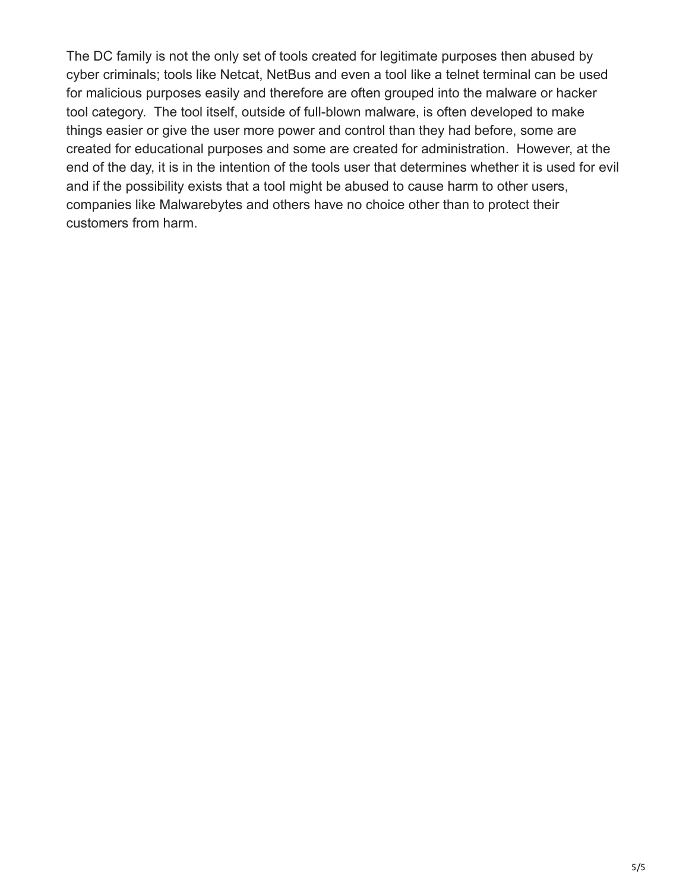The DC family is not the only set of tools created for legitimate purposes then abused by cyber criminals; tools like Netcat, NetBus and even a tool like a telnet terminal can be used for malicious purposes easily and therefore are often grouped into the malware or hacker tool category.  The tool itself, outside of full-blown malware, is often developed to make things easier or give the user more power and control than they had before, some are created for educational purposes and some are created for administration.  However, at the end of the day, it is in the intention of the tools user that determines whether it is used for evil and if the possibility exists that a tool might be abused to cause harm to other users, companies like Malwarebytes and others have no choice other than to protect their customers from harm.